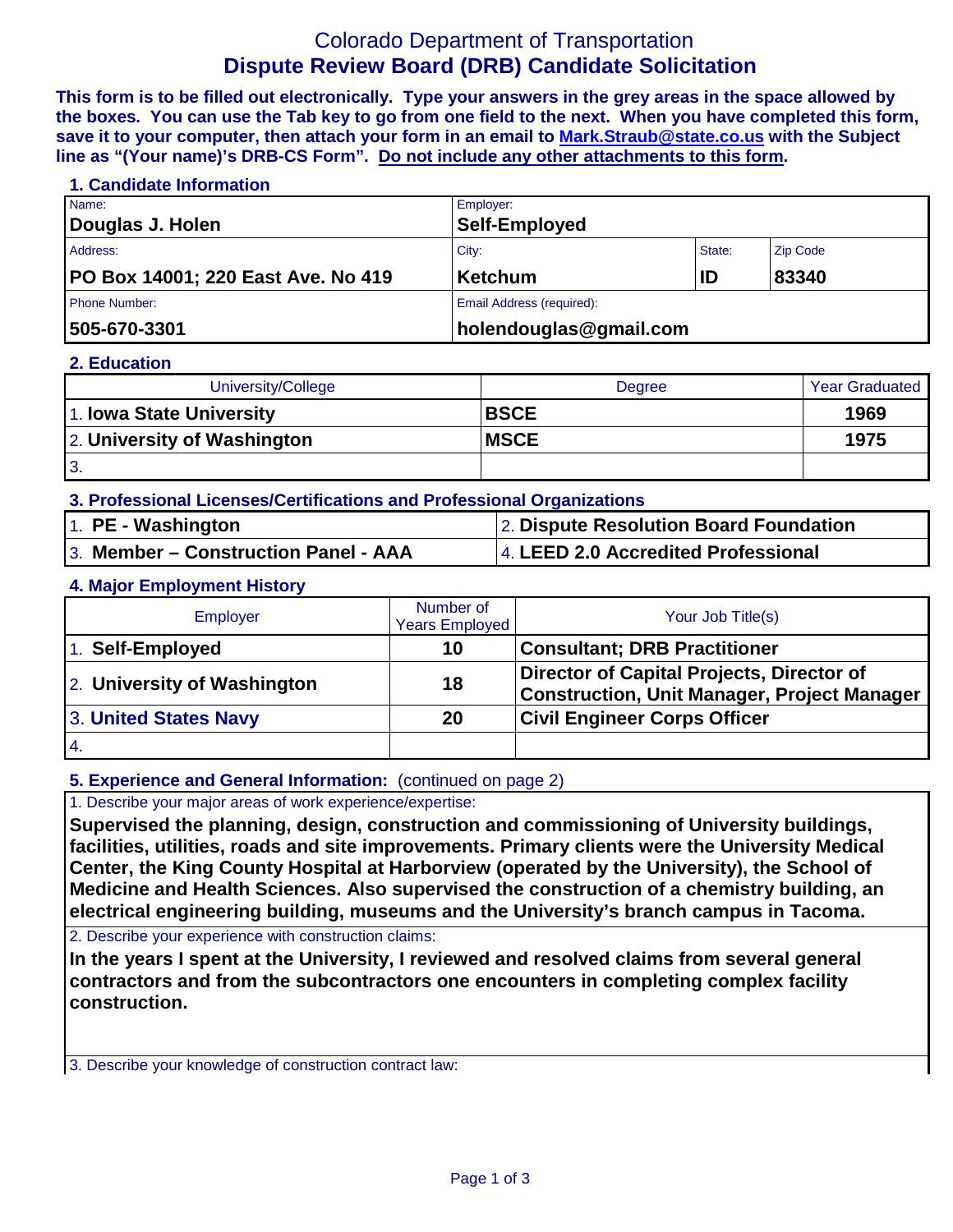# Colorado Department of Transportation
## Dispute Review Board (DRB) Candidate Solicitation

**This form is to be filled out electronically. Type your answers in the grey areas in the space allowed by the boxes. You can use the Tab key to go from one field to the next. When you have completed this form, save it to your computer, then attach your form in an email to Mark.Straub@state.co.us with the Subject line as "(Your name)'s DRB-CS Form". Do not include any other attachments to this form.**

### 1. Candidate Information

| Name: | Employer: | | |
|---|---|---|---|
| **Douglas J. Holen** | **Self-Employed** | | |
| Address: | City: | State: | Zip Code |
| **PO Box 14001; 220 East Ave. No 419** | **Ketchum** | **ID** | **83340** |
| Phone Number: | Email Address (required): | | |
| **505-670-3301** | **holendouglas@gmail.com** | | |

### 2. Education

| University/College | Degree | Year Graduated |
|---|---|---|
| 1. **Iowa State University** | **BSCE** | **1969** |
| 2. **University of Washington** | **MSCE** | **1975** |
| 3. | | |

### 3. Professional Licenses/Certifications and Professional Organizations

| | |
|---|---|
| 1. **PE - Washington** | 2. **Dispute Resolution Board Foundation** |
| 3. **Member – Construction Panel - AAA** | 4. **LEED 2.0 Accredited Professional** |

### 4. Major Employment History

| Employer | Number of Years Employed | Your Job Title(s) |
|---|---|---|
| 1. **Self-Employed** | **10** | **Consultant; DRB Practitioner** |
| 2. **University of Washington** | **18** | **Director of Capital Projects, Director of Construction, Unit Manager, Project Manager** |
| 3. **United States Navy** | **20** | **Civil Engineer Corps Officer** |
| 4. | | |

### 5. Experience and General Information: (continued on page 2)

1. Describe your major areas of work experience/expertise:

**Supervised the planning, design, construction and commissioning of University buildings, facilities, utilities, roads and site improvements. Primary clients were the University Medical Center, the King County Hospital at Harborview (operated by the University), the School of Medicine and Health Sciences. Also supervised the construction of a chemistry building, an electrical engineering building, museums and the University's branch campus in Tacoma.**

2. Describe your experience with construction claims:

**In the years I spent at the University, I reviewed and resolved claims from several general contractors and from the subcontractors one encounters in completing complex facility construction.**

3. Describe your knowledge of construction contract law: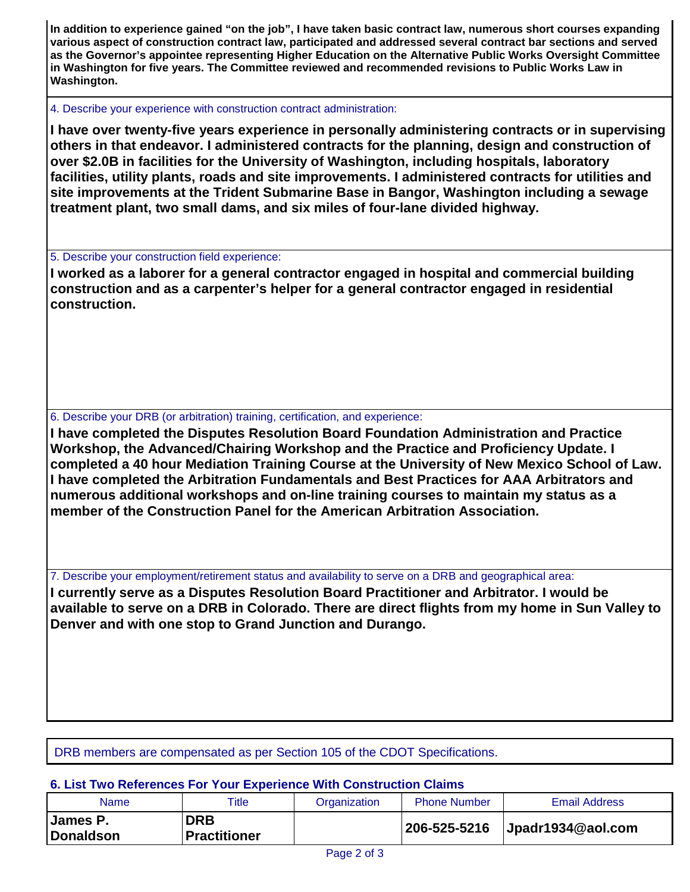**In addition to experience gained "on the job", I have taken basic contract law, numerous short courses expanding various aspect of construction contract law, participated and addressed several contract bar sections and served as the Governor's appointee representing Higher Education on the Alternative Public Works Oversight Committee in Washington for five years. The Committee reviewed and recommended revisions to Public Works Law in Washington.**

4. Describe your experience with construction contract administration:

**I have over twenty-five years experience in personally administering contracts or in supervising others in that endeavor. I administered contracts for the planning, design and construction of over $2.0B in facilities for the University of Washington, including hospitals, laboratory facilities, utility plants, roads and site improvements. I administered contracts for utilities and site improvements at the Trident Submarine Base in Bangor, Washington including a sewage treatment plant, two small dams, and six miles of four-lane divided highway.**

5. Describe your construction field experience:

**I worked as a laborer for a general contractor engaged in hospital and commercial building construction and as a carpenter's helper for a general contractor engaged in residential construction.**

6. Describe your DRB (or arbitration) training, certification, and experience:

**I have completed the Disputes Resolution Board Foundation Administration and Practice Workshop, the Advanced/Chairing Workshop and the Practice and Proficiency Update. I completed a 40 hour Mediation Training Course at the University of New Mexico School of Law. I have completed the Arbitration Fundamentals and Best Practices for AAA Arbitrators and numerous additional workshops and on-line training courses to maintain my status as a member of the Construction Panel for the American Arbitration Association.**

7. Describe your employment/retirement status and availability to serve on a DRB and geographical area:

**I currently serve as a Disputes Resolution Board Practitioner and Arbitrator. I would be available to serve on a DRB in Colorado. There are direct flights from my home in Sun Valley to Denver and with one stop to Grand Junction and Durango.**

DRB members are compensated as per Section 105 of the CDOT Specifications.

### 6. List Two References For Your Experience With Construction Claims

| Name | Title | Organization | Phone Number | Email Address |
|---|---|---|---|---|
| **James P. Donaldson** | **DRB Practitioner** | | **206-525-5216** | **Jpadr1934@aol.com** |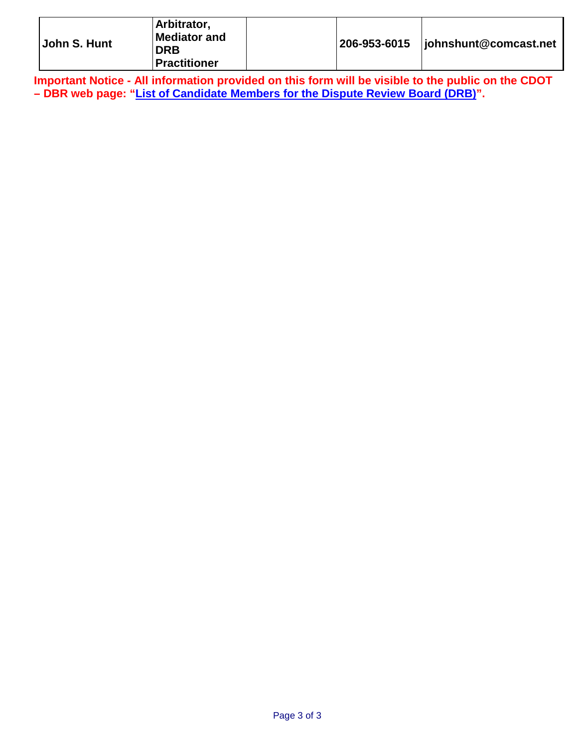| | | | | |
|---|---|---|---|---|
| **John S. Hunt** | **Arbitrator, Mediator and DRB Practitioner** | | **206-953-6015** | **johnshunt@comcast.net** |

**Important Notice - All information provided on this form will be visible to the public on the CDOT – DBR web page: "List of Candidate Members for the Dispute Review Board (DRB)".**